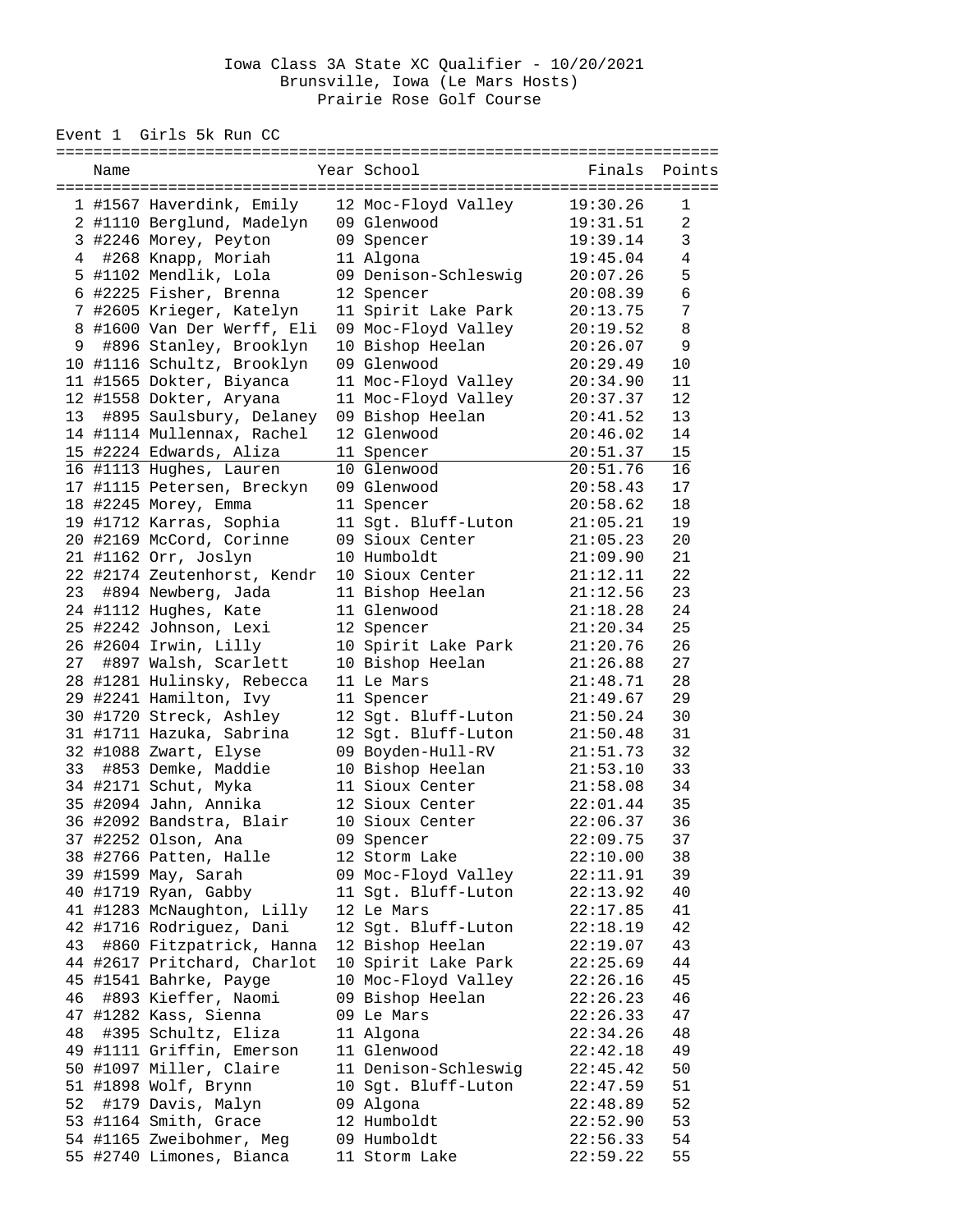# Iowa Class 3A State XC Qualifier - 10/20/2021

Brunsville, Iowa (Le Mars Hosts)

Prairie Rose Golf Course

## Event 1 Girls 5k Run CC

| Place | Name | Year | School | Finals | Points |
|---|---|---|---|---|---|
| 1 | #1567 Haverdink, Emily | 12 | Moc-Floyd Valley | 19:30.26 | 1 |
| 2 | #1110 Berglund, Madelyn | 09 | Glenwood | 19:31.51 | 2 |
| 3 | #2246 Morey, Peyton | 09 | Spencer | 19:39.14 | 3 |
| 4 | #268 Knapp, Moriah | 11 | Algona | 19:45.04 | 4 |
| 5 | #1102 Mendlik, Lola | 09 | Denison-Schleswig | 20:07.26 | 5 |
| 6 | #2225 Fisher, Brenna | 12 | Spencer | 20:08.39 | 6 |
| 7 | #2605 Krieger, Katelyn | 11 | Spirit Lake Park | 20:13.75 | 7 |
| 8 | #1600 Van Der Werff, Eli | 09 | Moc-Floyd Valley | 20:19.52 | 8 |
| 9 | #896 Stanley, Brooklyn | 10 | Bishop Heelan | 20:26.07 | 9 |
| 10 | #1116 Schultz, Brooklyn | 09 | Glenwood | 20:29.49 | 10 |
| 11 | #1565 Dokter, Biyanca | 11 | Moc-Floyd Valley | 20:34.90 | 11 |
| 12 | #1558 Dokter, Aryana | 11 | Moc-Floyd Valley | 20:37.37 | 12 |
| 13 | #895 Saulsbury, Delaney | 09 | Bishop Heelan | 20:41.52 | 13 |
| 14 | #1114 Mullennax, Rachel | 12 | Glenwood | 20:46.02 | 14 |
| 15 | #2224 Edwards, Aliza | 11 | Spencer | 20:51.37 | 15 |
| 16 | #1113 Hughes, Lauren | 10 | Glenwood | 20:51.76 | 16 |
| 17 | #1115 Petersen, Breckyn | 09 | Glenwood | 20:58.43 | 17 |
| 18 | #2245 Morey, Emma | 11 | Spencer | 20:58.62 | 18 |
| 19 | #1712 Karras, Sophia | 11 | Sgt. Bluff-Luton | 21:05.21 | 19 |
| 20 | #2169 McCord, Corinne | 09 | Sioux Center | 21:05.23 | 20 |
| 21 | #1162 Orr, Joslyn | 10 | Humboldt | 21:09.90 | 21 |
| 22 | #2174 Zeutenhorst, Kendr | 10 | Sioux Center | 21:12.11 | 22 |
| 23 | #894 Newberg, Jada | 11 | Bishop Heelan | 21:12.56 | 23 |
| 24 | #1112 Hughes, Kate | 11 | Glenwood | 21:18.28 | 24 |
| 25 | #2242 Johnson, Lexi | 12 | Spencer | 21:20.34 | 25 |
| 26 | #2604 Irwin, Lilly | 10 | Spirit Lake Park | 21:20.76 | 26 |
| 27 | #897 Walsh, Scarlett | 10 | Bishop Heelan | 21:26.88 | 27 |
| 28 | #1281 Hulinsky, Rebecca | 11 | Le Mars | 21:48.71 | 28 |
| 29 | #2241 Hamilton, Ivy | 11 | Spencer | 21:49.67 | 29 |
| 30 | #1720 Streck, Ashley | 12 | Sgt. Bluff-Luton | 21:50.24 | 30 |
| 31 | #1711 Hazuka, Sabrina | 12 | Sgt. Bluff-Luton | 21:50.48 | 31 |
| 32 | #1088 Zwart, Elyse | 09 | Boyden-Hull-RV | 21:51.73 | 32 |
| 33 | #853 Demke, Maddie | 10 | Bishop Heelan | 21:53.10 | 33 |
| 34 | #2171 Schut, Myka | 11 | Sioux Center | 21:58.08 | 34 |
| 35 | #2094 Jahn, Annika | 12 | Sioux Center | 22:01.44 | 35 |
| 36 | #2092 Bandstra, Blair | 10 | Sioux Center | 22:06.37 | 36 |
| 37 | #2252 Olson, Ana | 09 | Spencer | 22:09.75 | 37 |
| 38 | #2766 Patten, Halle | 12 | Storm Lake | 22:10.00 | 38 |
| 39 | #1599 May, Sarah | 09 | Moc-Floyd Valley | 22:11.91 | 39 |
| 40 | #1719 Ryan, Gabby | 11 | Sgt. Bluff-Luton | 22:13.92 | 40 |
| 41 | #1283 McNaughton, Lilly | 12 | Le Mars | 22:17.85 | 41 |
| 42 | #1716 Rodriguez, Dani | 12 | Sgt. Bluff-Luton | 22:18.19 | 42 |
| 43 | #860 Fitzpatrick, Hanna | 12 | Bishop Heelan | 22:19.07 | 43 |
| 44 | #2617 Pritchard, Charlot | 10 | Spirit Lake Park | 22:25.69 | 44 |
| 45 | #1541 Bahrke, Payge | 10 | Moc-Floyd Valley | 22:26.16 | 45 |
| 46 | #893 Kieffer, Naomi | 09 | Bishop Heelan | 22:26.23 | 46 |
| 47 | #1282 Kass, Sienna | 09 | Le Mars | 22:26.33 | 47 |
| 48 | #395 Schultz, Eliza | 11 | Algona | 22:34.26 | 48 |
| 49 | #1111 Griffin, Emerson | 11 | Glenwood | 22:42.18 | 49 |
| 50 | #1097 Miller, Claire | 11 | Denison-Schleswig | 22:45.42 | 50 |
| 51 | #1898 Wolf, Brynn | 10 | Sgt. Bluff-Luton | 22:47.59 | 51 |
| 52 | #179 Davis, Malyn | 09 | Algona | 22:48.89 | 52 |
| 53 | #1164 Smith, Grace | 12 | Humboldt | 22:52.90 | 53 |
| 54 | #1165 Zweibohmer, Meg | 09 | Humboldt | 22:56.33 | 54 |
| 55 | #2740 Limones, Bianca | 11 | Storm Lake | 22:59.22 | 55 |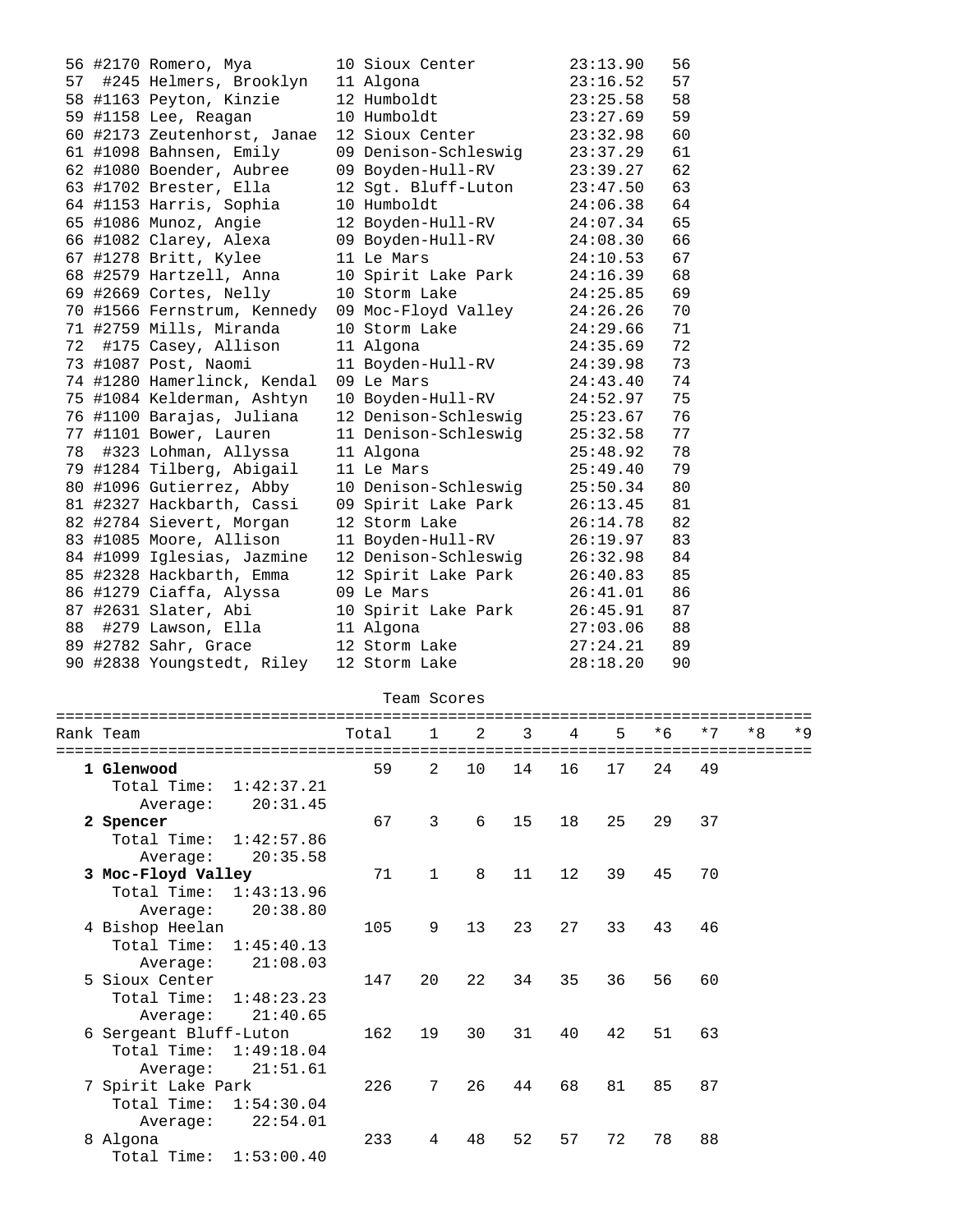| Place | Bib | Name | Yr | Team | Time | Points |
|---|---|---|---|---|---|---|
| 56 | #2170 | Romero, Mya | 10 | Sioux Center | 23:13.90 | 56 |
| 57 | #245 | Helmers, Brooklyn | 11 | Algona | 23:16.52 | 57 |
| 58 | #1163 | Peyton, Kinzie | 12 | Humboldt | 23:25.58 | 58 |
| 59 | #1158 | Lee, Reagan | 10 | Humboldt | 23:27.69 | 59 |
| 60 | #2173 | Zeutenhorst, Janae | 12 | Sioux Center | 23:32.98 | 60 |
| 61 | #1098 | Bahnsen, Emily | 09 | Denison-Schleswig | 23:37.29 | 61 |
| 62 | #1080 | Boender, Aubree | 09 | Boyden-Hull-RV | 23:39.27 | 62 |
| 63 | #1702 | Brester, Ella | 12 | Sgt. Bluff-Luton | 23:47.50 | 63 |
| 64 | #1153 | Harris, Sophia | 10 | Humboldt | 24:06.38 | 64 |
| 65 | #1086 | Munoz, Angie | 12 | Boyden-Hull-RV | 24:07.34 | 65 |
| 66 | #1082 | Clarey, Alexa | 09 | Boyden-Hull-RV | 24:08.30 | 66 |
| 67 | #1278 | Britt, Kylee | 11 | Le Mars | 24:10.53 | 67 |
| 68 | #2579 | Hartzell, Anna | 10 | Spirit Lake Park | 24:16.39 | 68 |
| 69 | #2669 | Cortes, Nelly | 10 | Storm Lake | 24:25.85 | 69 |
| 70 | #1566 | Fernstrum, Kennedy | 09 | Moc-Floyd Valley | 24:26.26 | 70 |
| 71 | #2759 | Mills, Miranda | 10 | Storm Lake | 24:29.66 | 71 |
| 72 | #175 | Casey, Allison | 11 | Algona | 24:35.69 | 72 |
| 73 | #1087 | Post, Naomi | 11 | Boyden-Hull-RV | 24:39.98 | 73 |
| 74 | #1280 | Hamerlinck, Kendal | 09 | Le Mars | 24:43.40 | 74 |
| 75 | #1084 | Kelderman, Ashtyn | 10 | Boyden-Hull-RV | 24:52.97 | 75 |
| 76 | #1100 | Barajas, Juliana | 12 | Denison-Schleswig | 25:23.67 | 76 |
| 77 | #1101 | Bower, Lauren | 11 | Denison-Schleswig | 25:32.58 | 77 |
| 78 | #323 | Lohman, Allyssa | 11 | Algona | 25:48.92 | 78 |
| 79 | #1284 | Tilberg, Abigail | 11 | Le Mars | 25:49.40 | 79 |
| 80 | #1096 | Gutierrez, Abby | 10 | Denison-Schleswig | 25:50.34 | 80 |
| 81 | #2327 | Hackbarth, Cassi | 09 | Spirit Lake Park | 26:13.45 | 81 |
| 82 | #2784 | Sievert, Morgan | 12 | Storm Lake | 26:14.78 | 82 |
| 83 | #1085 | Moore, Allison | 11 | Boyden-Hull-RV | 26:19.97 | 83 |
| 84 | #1099 | Iglesias, Jazmine | 12 | Denison-Schleswig | 26:32.98 | 84 |
| 85 | #2328 | Hackbarth, Emma | 12 | Spirit Lake Park | 26:40.83 | 85 |
| 86 | #1279 | Ciaffa, Alyssa | 09 | Le Mars | 26:41.01 | 86 |
| 87 | #2631 | Slater, Abi | 10 | Spirit Lake Park | 26:45.91 | 87 |
| 88 | #279 | Lawson, Ella | 11 | Algona | 27:03.06 | 88 |
| 89 | #2782 | Sahr, Grace | 12 | Storm Lake | 27:24.21 | 89 |
| 90 | #2838 | Youngstedt, Riley | 12 | Storm Lake | 28:18.20 | 90 |

## Team Scores

| Rank | Team | Total | 1 | 2 | 3 | 4 | 5 | *6 | *7 | *8 | *9 |
|---|---|---|---|---|---|---|---|---|---|---|---|
| 1 | **Glenwood** | 59 | 2 | 10 | 14 | 16 | 17 | 24 | 49 | | |
| | Total Time: 1:42:37.21 — Average: 20:31.45 | | | | | | | | | | |
| 2 | **Spencer** | 67 | 3 | 6 | 15 | 18 | 25 | 29 | 37 | | |
| | Total Time: 1:42:57.86 — Average: 20:35.58 | | | | | | | | | | |
| 3 | **Moc-Floyd Valley** | 71 | 1 | 8 | 11 | 12 | 39 | 45 | 70 | | |
| | Total Time: 1:43:13.96 — Average: 20:38.80 | | | | | | | | | | |
| 4 | Bishop Heelan | 105 | 9 | 13 | 23 | 27 | 33 | 43 | 46 | | |
| | Total Time: 1:45:40.13 — Average: 21:08.03 | | | | | | | | | | |
| 5 | Sioux Center | 147 | 20 | 22 | 34 | 35 | 36 | 56 | 60 | | |
| | Total Time: 1:48:23.23 — Average: 21:40.65 | | | | | | | | | | |
| 6 | Sergeant Bluff-Luton | 162 | 19 | 30 | 31 | 40 | 42 | 51 | 63 | | |
| | Total Time: 1:49:18.04 — Average: 21:51.61 | | | | | | | | | | |
| 7 | Spirit Lake Park | 226 | 7 | 26 | 44 | 68 | 81 | 85 | 87 | | |
| | Total Time: 1:54:30.04 — Average: 22:54.01 | | | | | | | | | | |
| 8 | Algona | 233 | 4 | 48 | 52 | 57 | 72 | 78 | 88 | | |
| | Total Time: 1:53:00.40 | | | | | | | | | | |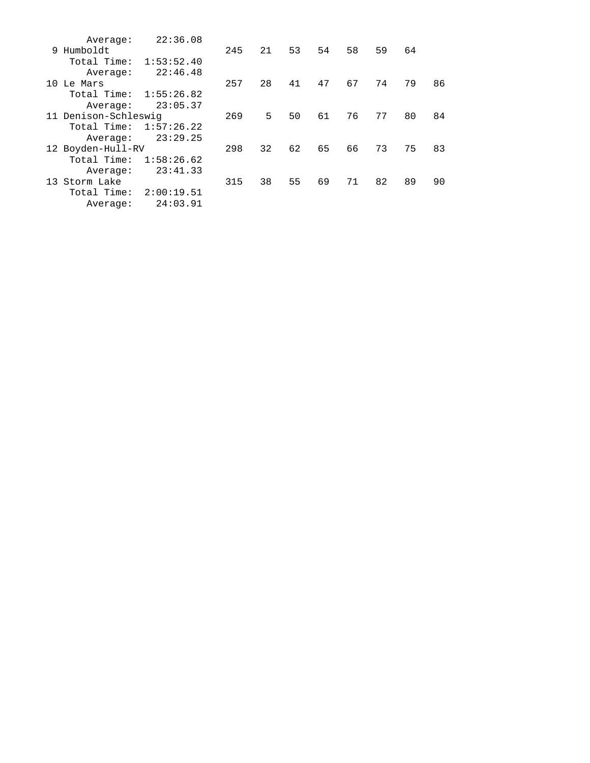```
      Average:    22:36.08
 9 Humboldt                   245   21   53   54   58   59   64
    Total Time:  1:53:52.40
      Average:    22:46.48
10 Le Mars                    257   28   41   47   67   74   79   86
    Total Time:  1:55:26.82
      Average:    23:05.37
11 Denison-Schleswig          269    5   50   61   76   77   80   84
    Total Time:  1:57:26.22
      Average:    23:29.25
12 Boyden-Hull-RV             298   32   62   65   66   73   75   83
    Total Time:  1:58:26.62
      Average:    23:41.33
13 Storm Lake                 315   38   55   69   71   82   89   90
    Total Time:  2:00:19.51
      Average:    24:03.91
```